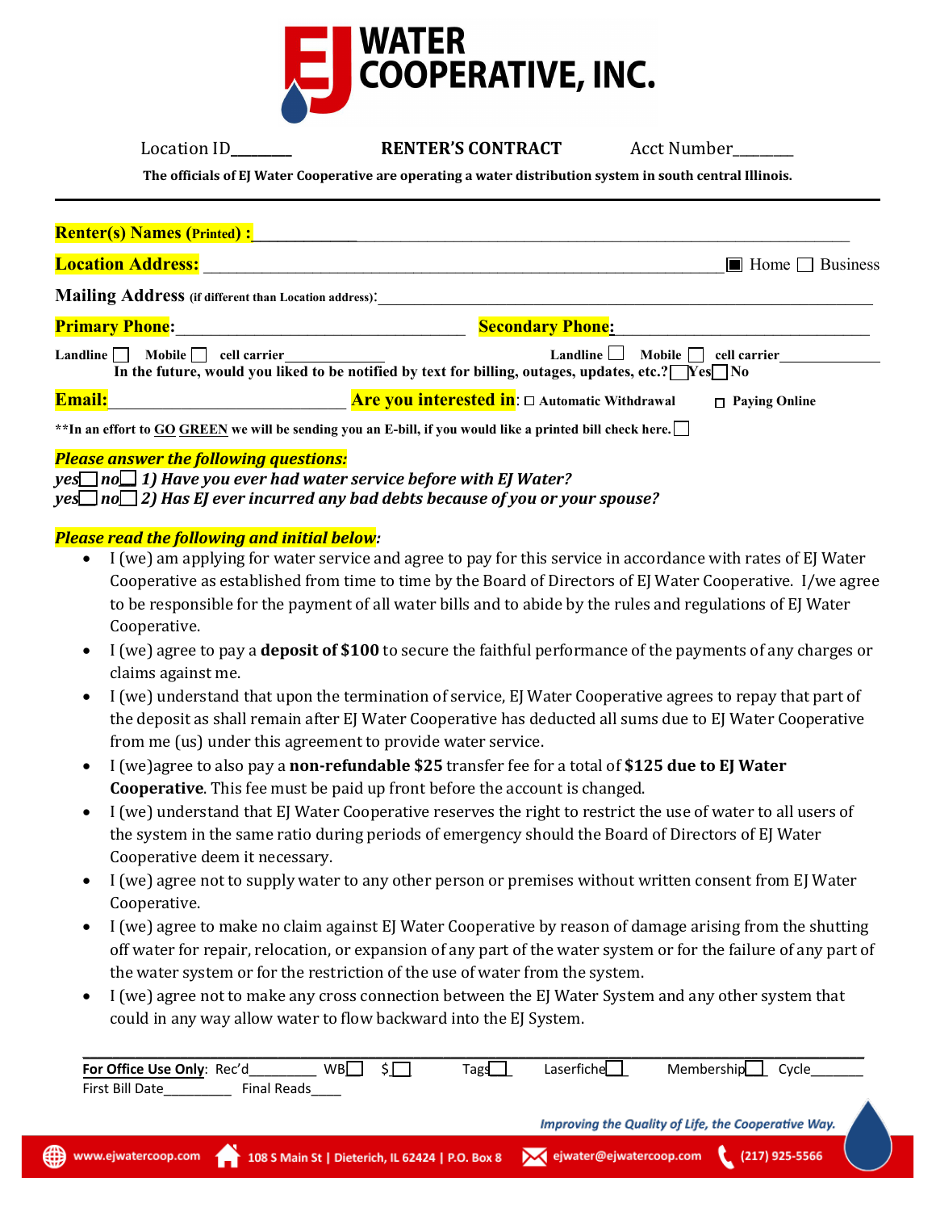# EJ WATER COOPERATIVE, INC.

Location ID_______ **RENTER'S CONTRACT** Acct Number_______

**The officials of EJ Water Cooperative are operating a water distribution system in south central Illinois.**

---

**Renter(s) Names (Printed) :** ____________________________________________

**Location Address:** ____________________________________________ ☒ Home ☐ Business

**Mailing Address** (if different than Location address): ____________________________________________

**Primary Phone:** ______________________________ **Secondary Phone:** ______________________________

**Landline** ☐ **Mobile** ☐ **cell carrier**____________ **Landline** ☐ **Mobile** ☐ **cell carrier**____________

**In the future, would you liked to be notified by text for billing, outages, updates, etc.?** ☐ **Yes** ☐ **No**

**Email:** ______________________ **Are you interested in:** ☐ **Automatic Withdrawal** ☐ **Paying Online**

**\*\*In an effort to GO GREEN we will be sending you an E-bill, if you would like a printed bill check here.** ☐

***Please answer the following questions:***

*yes* ☐ *no* ☐ ***1) Have you ever had water service before with EJ Water?***

*yes* ☐ *no* ☐ ***2) Has EJ ever incurred any bad debts because of you or your spouse?***

***Please read the following and initial below:***

- I (we) am applying for water service and agree to pay for this service in accordance with rates of EJ Water Cooperative as established from time to time by the Board of Directors of EJ Water Cooperative. I/we agree to be responsible for the payment of all water bills and to abide by the rules and regulations of EJ Water Cooperative.
- I (we) agree to pay a **deposit of $100** to secure the faithful performance of the payments of any charges or claims against me.
- I (we) understand that upon the termination of service, EJ Water Cooperative agrees to repay that part of the deposit as shall remain after EJ Water Cooperative has deducted all sums due to EJ Water Cooperative from me (us) under this agreement to provide water service.
- I (we)agree to also pay a **non-refundable $25** transfer fee for a total of **$125 due to EJ Water Cooperative**. This fee must be paid up front before the account is changed.
- I (we) understand that EJ Water Cooperative reserves the right to restrict the use of water to all users of the system in the same ratio during periods of emergency should the Board of Directors of EJ Water Cooperative deem it necessary.
- I (we) agree not to supply water to any other person or premises without written consent from EJ Water Cooperative.
- I (we) agree to make no claim against EJ Water Cooperative by reason of damage arising from the shutting off water for repair, relocation, or expansion of any part of the water system or for the failure of any part of the water system or for the restriction of the use of water from the system.
- I (we) agree not to make any cross connection between the EJ Water System and any other system that could in any way allow water to flow backward into the EJ System.

---

**For Office Use Only**: Rec'd_________ WB ☐ $ ☐ Tags ☐ Laserfiche ☐ Membership ☐ Cycle_______

First Bill Date_________ Final Reads____

*Improving the Quality of Life, the Cooperative Way.*

www.ejwatercoop.com | 108 S Main St | Dieterich, IL 62424 | P.O. Box 8 | ejwater@ejwatercoop.com | (217) 925-5566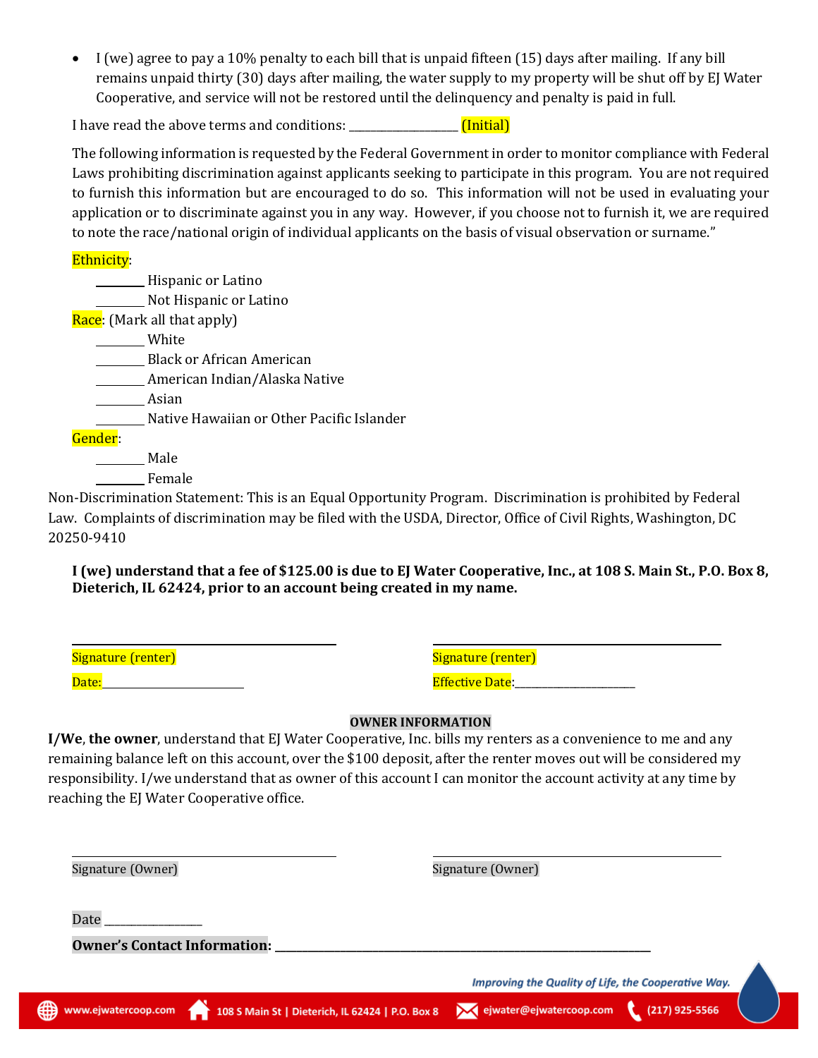- I (we) agree to pay a 10% penalty to each bill that is unpaid fifteen (15) days after mailing. If any bill remains unpaid thirty (30) days after mailing, the water supply to my property will be shut off by EJ Water Cooperative, and service will not be restored until the delinquency and penalty is paid in full.

I have read the above terms and conditions: ________________ (Initial)

The following information is requested by the Federal Government in order to monitor compliance with Federal Laws prohibiting discrimination against applicants seeking to participate in this program. You are not required to furnish this information but are encouraged to do so. This information will not be used in evaluating your application or to discriminate against you in any way. However, if you choose not to furnish it, we are required to note the race/national origin of individual applicants on the basis of visual observation or surname."

Ethnicity:

_______ Hispanic or Latino
_______ Not Hispanic or Latino

Race: (Mark all that apply)

_______ White
_______ Black or African American
_______ American Indian/Alaska Native
_______ Asian
_______ Native Hawaiian or Other Pacific Islander

Gender:

_______ Male
_______ Female

Non-Discrimination Statement: This is an Equal Opportunity Program. Discrimination is prohibited by Federal Law. Complaints of discrimination may be filed with the USDA, Director, Office of Civil Rights, Washington, DC 20250-9410

**I (we) understand that a fee of $125.00 is due to EJ Water Cooperative, Inc., at 108 S. Main St., P.O. Box 8, Dieterich, IL 62424, prior to an account being created in my name.**

______________________________ ______________________________

Signature (renter) Signature (renter)

Date: ____________________ Effective Date: ____________________

**OWNER INFORMATION**

**I/We**, **the owner**, understand that EJ Water Cooperative, Inc. bills my renters as a convenience to me and any remaining balance left on this account, over the $100 deposit, after the renter moves out will be considered my responsibility. I/we understand that as owner of this account I can monitor the account activity at any time by reaching the EJ Water Cooperative office.

______________________________ ______________________________

Signature (Owner) Signature (Owner)

Date ______________

**Owner's Contact Information:** ____________________________________________

*Improving the Quality of Life, the Cooperative Way.*

www.ejwatercoop.com | 108 S Main St | Dieterich, IL 62424 | P.O. Box 8 | ejwater@ejwatercoop.com | (217) 925-5566